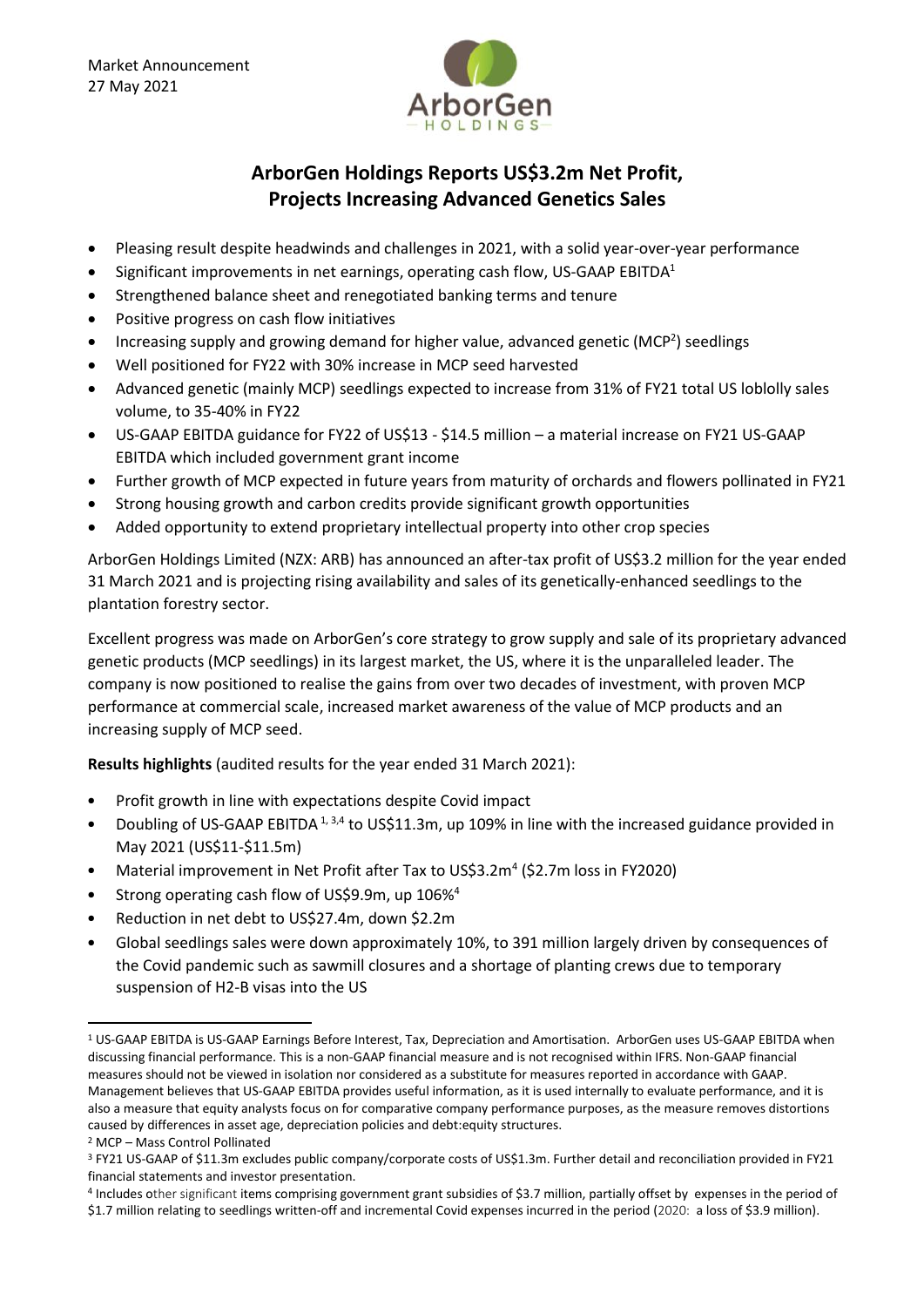Market Announcement
27 May 2021

# ArborGen Holdings Reports US$3.2m Net Profit, Projects Increasing Advanced Genetics Sales

- Pleasing result despite headwinds and challenges in 2021, with a solid year-over-year performance
- Significant improvements in net earnings, operating cash flow, US-GAAP EBITDA[1]
- Strengthened balance sheet and renegotiated banking terms and tenure
- Positive progress on cash flow initiatives
- Increasing supply and growing demand for higher value, advanced genetic (MCP[2]) seedlings
- Well positioned for FY22 with 30% increase in MCP seed harvested
- Advanced genetic (mainly MCP) seedlings expected to increase from 31% of FY21 total US loblolly sales volume, to 35-40% in FY22
- US-GAAP EBITDA guidance for FY22 of US$13 - $14.5 million – a material increase on FY21 US-GAAP EBITDA which included government grant income
- Further growth of MCP expected in future years from maturity of orchards and flowers pollinated in FY21
- Strong housing growth and carbon credits provide significant growth opportunities
- Added opportunity to extend proprietary intellectual property into other crop species

ArborGen Holdings Limited (NZX: ARB) has announced an after-tax profit of US$3.2 million for the year ended 31 March 2021 and is projecting rising availability and sales of its genetically-enhanced seedlings to the plantation forestry sector.

Excellent progress was made on ArborGen's core strategy to grow supply and sale of its proprietary advanced genetic products (MCP seedlings) in its largest market, the US, where it is the unparalleled leader. The company is now positioned to realise the gains from over two decades of investment, with proven MCP performance at commercial scale, increased market awareness of the value of MCP products and an increasing supply of MCP seed.

**Results highlights** (audited results for the year ended 31 March 2021):

- Profit growth in line with expectations despite Covid impact
- Doubling of US-GAAP EBITDA [1,3,4] to US$11.3m, up 109% in line with the increased guidance provided in May 2021 (US$11-$11.5m)
- Material improvement in Net Profit after Tax to US$3.2m[4] ($2.7m loss in FY2020)
- Strong operating cash flow of US$9.9m, up 106%[4]
- Reduction in net debt to US$27.4m, down $2.2m
- Global seedlings sales were down approximately 10%, to 391 million largely driven by consequences of the Covid pandemic such as sawmill closures and a shortage of planting crews due to temporary suspension of H2-B visas into the US

---

[1] US-GAAP EBITDA is US-GAAP Earnings Before Interest, Tax, Depreciation and Amortisation. ArborGen uses US-GAAP EBITDA when discussing financial performance. This is a non-GAAP financial measure and is not recognised within IFRS. Non-GAAP financial measures should not be viewed in isolation nor considered as a substitute for measures reported in accordance with GAAP. Management believes that US-GAAP EBITDA provides useful information, as it is used internally to evaluate performance, and it is also a measure that equity analysts focus on for comparative company performance purposes, as the measure removes distortions caused by differences in asset age, depreciation policies and debt:equity structures.

[2] MCP – Mass Control Pollinated

[3] FY21 US-GAAP of $11.3m excludes public company/corporate costs of US$1.3m. Further detail and reconciliation provided in FY21 financial statements and investor presentation.

[4] Includes other significant items comprising government grant subsidies of $3.7 million, partially offset by expenses in the period of $1.7 million relating to seedlings written-off and incremental Covid expenses incurred in the period (2020: a loss of $3.9 million).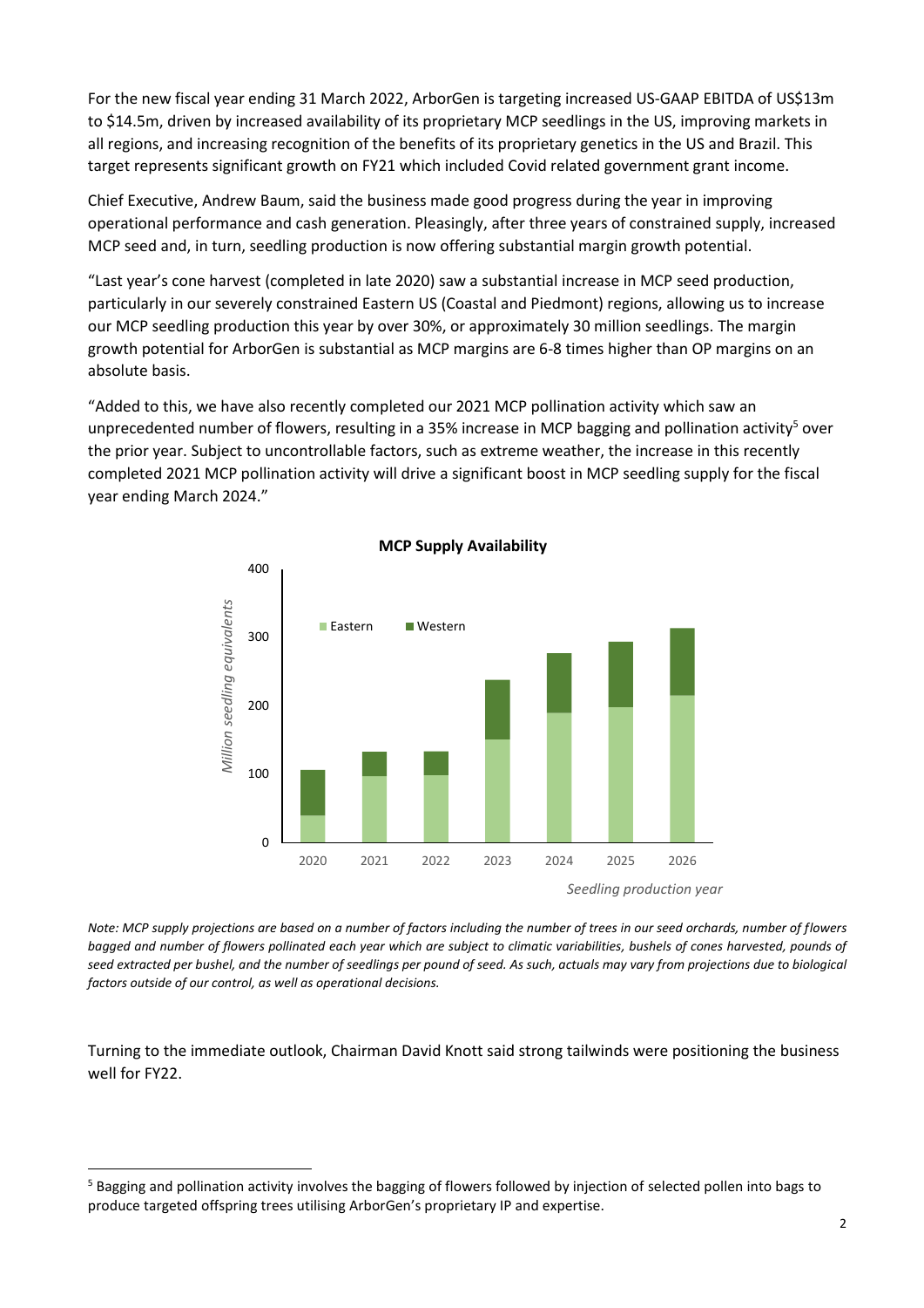For the new fiscal year ending 31 March 2022, ArborGen is targeting increased US-GAAP EBITDA of US$13m to $14.5m, driven by increased availability of its proprietary MCP seedlings in the US, improving markets in all regions, and increasing recognition of the benefits of its proprietary genetics in the US and Brazil. This target represents significant growth on FY21 which included Covid related government grant income.

Chief Executive, Andrew Baum, said the business made good progress during the year in improving operational performance and cash generation. Pleasingly, after three years of constrained supply, increased MCP seed and, in turn, seedling production is now offering substantial margin growth potential.

"Last year's cone harvest (completed in late 2020) saw a substantial increase in MCP seed production, particularly in our severely constrained Eastern US (Coastal and Piedmont) regions, allowing us to increase our MCP seedling production this year by over 30%, or approximately 30 million seedlings. The margin growth potential for ArborGen is substantial as MCP margins are 6-8 times higher than OP margins on an absolute basis.

"Added to this, we have also recently completed our 2021 MCP pollination activity which saw an unprecedented number of flowers, resulting in a 35% increase in MCP bagging and pollination activity[5] over the prior year. Subject to uncontrollable factors, such as extreme weather, the increase in this recently completed 2021 MCP pollination activity will drive a significant boost in MCP seedling supply for the fiscal year ending March 2024."

**MCP Supply Availability**

*Note: MCP supply projections are based on a number of factors including the number of trees in our seed orchards, number of flowers bagged and number of flowers pollinated each year which are subject to climatic variabilities, bushels of cones harvested, pounds of seed extracted per bushel, and the number of seedlings per pound of seed. As such, actuals may vary from projections due to biological factors outside of our control, as well as operational decisions.*

Turning to the immediate outlook, Chairman David Knott said strong tailwinds were positioning the business well for FY22.

[5] Bagging and pollination activity involves the bagging of flowers followed by injection of selected pollen into bags to produce targeted offspring trees utilising ArborGen's proprietary IP and expertise.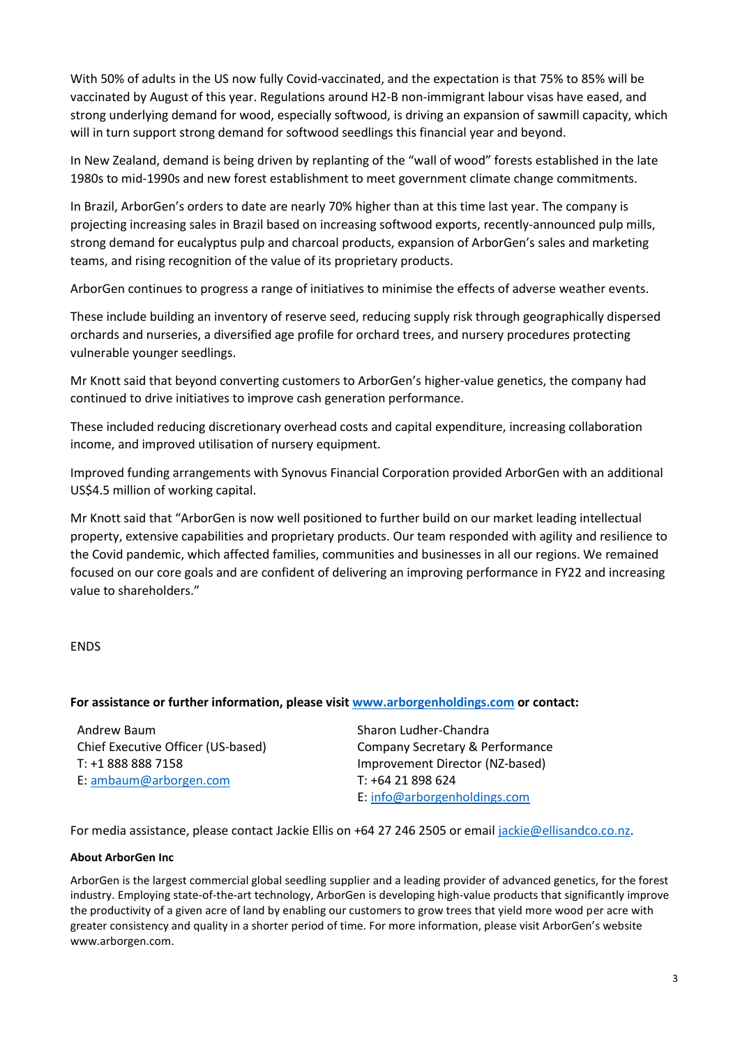With 50% of adults in the US now fully Covid-vaccinated, and the expectation is that 75% to 85% will be vaccinated by August of this year. Regulations around H2-B non-immigrant labour visas have eased, and strong underlying demand for wood, especially softwood, is driving an expansion of sawmill capacity, which will in turn support strong demand for softwood seedlings this financial year and beyond.

In New Zealand, demand is being driven by replanting of the "wall of wood" forests established in the late 1980s to mid-1990s and new forest establishment to meet government climate change commitments.

In Brazil, ArborGen's orders to date are nearly 70% higher than at this time last year. The company is projecting increasing sales in Brazil based on increasing softwood exports, recently-announced pulp mills, strong demand for eucalyptus pulp and charcoal products, expansion of ArborGen's sales and marketing teams, and rising recognition of the value of its proprietary products.

ArborGen continues to progress a range of initiatives to minimise the effects of adverse weather events.

These include building an inventory of reserve seed, reducing supply risk through geographically dispersed orchards and nurseries, a diversified age profile for orchard trees, and nursery procedures protecting vulnerable younger seedlings.

Mr Knott said that beyond converting customers to ArborGen's higher-value genetics, the company had continued to drive initiatives to improve cash generation performance.

These included reducing discretionary overhead costs and capital expenditure, increasing collaboration income, and improved utilisation of nursery equipment.

Improved funding arrangements with Synovus Financial Corporation provided ArborGen with an additional US$4.5 million of working capital.

Mr Knott said that "ArborGen is now well positioned to further build on our market leading intellectual property, extensive capabilities and proprietary products. Our team responded with agility and resilience to the Covid pandemic, which affected families, communities and businesses in all our regions. We remained focused on our core goals and are confident of delivering an improving performance in FY22 and increasing value to shareholders."

ENDS

**For assistance or further information, please visit www.arborgenholdings.com or contact:**

Andrew Baum
Chief Executive Officer (US-based)
T: +1 888 888 7158
E: ambaum@arborgen.com

Sharon Ludher-Chandra
Company Secretary & Performance Improvement Director (NZ-based)
T: +64 21 898 624
E: info@arborgenholdings.com

For media assistance, please contact Jackie Ellis on +64 27 246 2505 or email jackie@ellisandco.co.nz.

**About ArborGen Inc**

ArborGen is the largest commercial global seedling supplier and a leading provider of advanced genetics, for the forest industry. Employing state-of-the-art technology, ArborGen is developing high-value products that significantly improve the productivity of a given acre of land by enabling our customers to grow trees that yield more wood per acre with greater consistency and quality in a shorter period of time. For more information, please visit ArborGen's website www.arborgen.com.